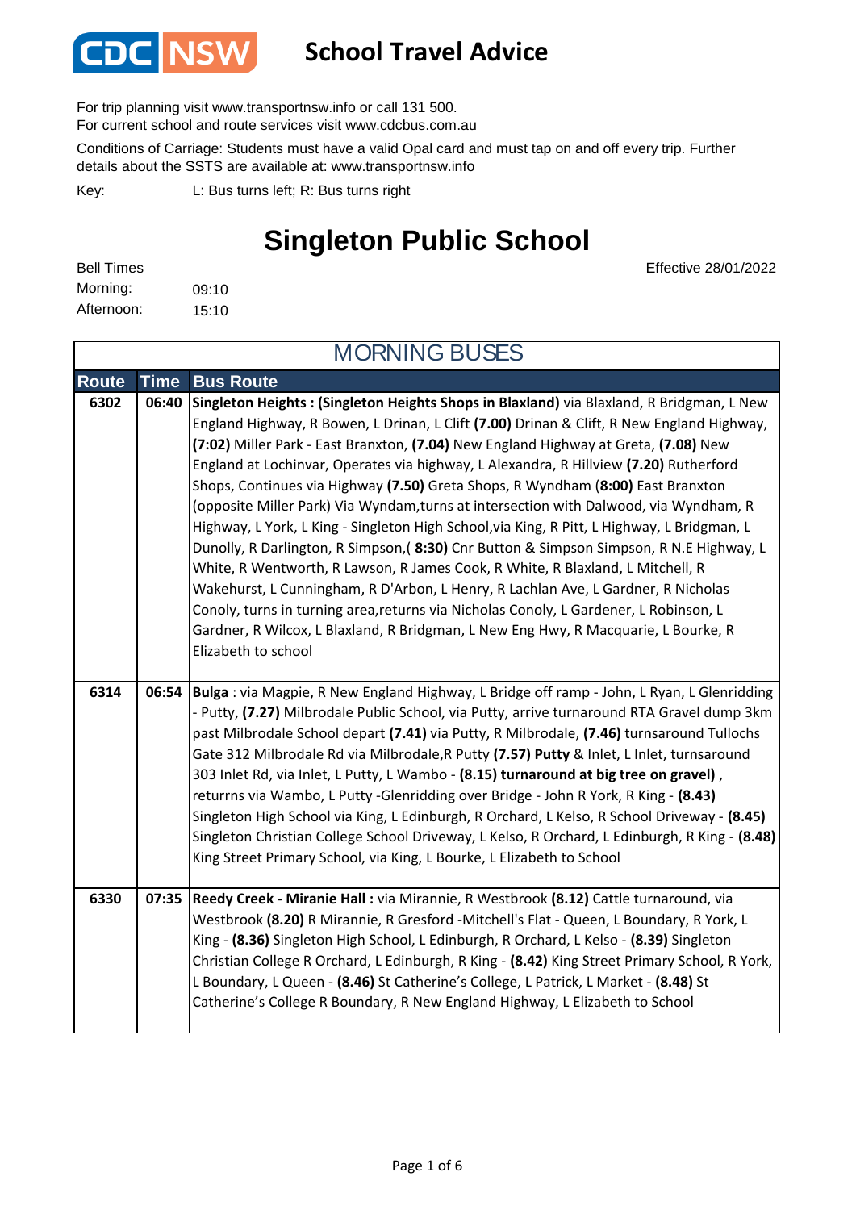CDC NSW

# School Travel Advice

For trip planning visit www.transportnsw.info or call 131 500.
For current school and route services visit www.cdcbus.com.au

Conditions of Carriage: Students must have a valid Opal card and must tap on and off every trip. Further details about the SSTS are available at: www.transportnsw.info

Key: L: Bus turns left; R: Bus turns right

## Singleton Public School

Effective 28/01/2022

Bell Times
Morning: 09:10
Afternoon: 15:10

### MORNING BUSES

| Route | Time | Bus Route |
| --- | --- | --- |
| 6302 | 06:40 | **Singleton Heights : (Singleton Heights Shops in Blaxland)** via Blaxland, R Bridgman, L New England Highway, R Bowen, L Drinan, L Clift **(7.00)** Drinan & Clift, R New England Highway, **(7:02)** Miller Park - East Branxton, **(7.04)** New England Highway at Greta, **(7.08)** New England at Lochinvar, Operates via highway, L Alexandra, R Hillview **(7.20)** Rutherford Shops, Continues via Highway **(7.50)** Greta Shops, R Wyndham (**8:00)** East Branxton (opposite Miller Park) Via Wyndam,turns at intersection with Dalwood, via Wyndham, R Highway, L York, L King - Singleton High School,via King, R Pitt, L Highway, L Bridgman, L Dunolly, R Darlington, R Simpson,( **8:30)** Cnr Button & Simpson Simpson, R N.E Highway, L White, R Wentworth, R Lawson, R James Cook, R White, R Blaxland, L Mitchell, R Wakehurst, L Cunningham, R D'Arbon, L Henry, R Lachlan Ave, L Gardner, R Nicholas Conoly, turns in turning area,returns via Nicholas Conoly, L Gardener, L Robinson, L Gardner, R Wilcox, L Blaxland, R Bridgman, L New Eng Hwy, R Macquarie, L Bourke, R Elizabeth to school |
| 6314 | 06:54 | **Bulga** : via Magpie, R New England Highway, L Bridge off ramp - John, L Ryan, L Glenridding - Putty, **(7.27)** Milbrodale Public School, via Putty, arrive turnaround RTA Gravel dump 3km past Milbrodale School depart **(7.41)** via Putty, R Milbrodale, **(7.46)** turnsaround Tullochs Gate 312 Milbrodale Rd via Milbrodale,R Putty **(7.57) Putty** & Inlet, L Inlet, turnsaround 303 Inlet Rd, via Inlet, L Putty, L Wambo - **(8.15) turnaround at big tree on gravel)** , returrns via Wambo, L Putty -Glenridding over Bridge - John R York, R King - **(8.43)** Singleton High School via King, L Edinburgh, R Orchard, L Kelso, R School Driveway - **(8.45)** Singleton Christian College School Driveway, L Kelso, R Orchard, L Edinburgh, R King - **(8.48)** King Street Primary School, via King, L Bourke, L Elizabeth to School |
| 6330 | 07:35 | **Reedy Creek - Miranie Hall :** via Mirannie, R Westbrook **(8.12)** Cattle turnaround, via Westbrook **(8.20)** R Mirannie, R Gresford -Mitchell's Flat - Queen, L Boundary, R York, L King - **(8.36)** Singleton High School, L Edinburgh, R Orchard, L Kelso - **(8.39)** Singleton Christian College R Orchard, L Edinburgh, R King - **(8.42)** King Street Primary School, R York, L Boundary, L Queen - **(8.46)** St Catherine's College, L Patrick, L Market - **(8.48)** St Catherine's College R Boundary, R New England Highway, L Elizabeth to School |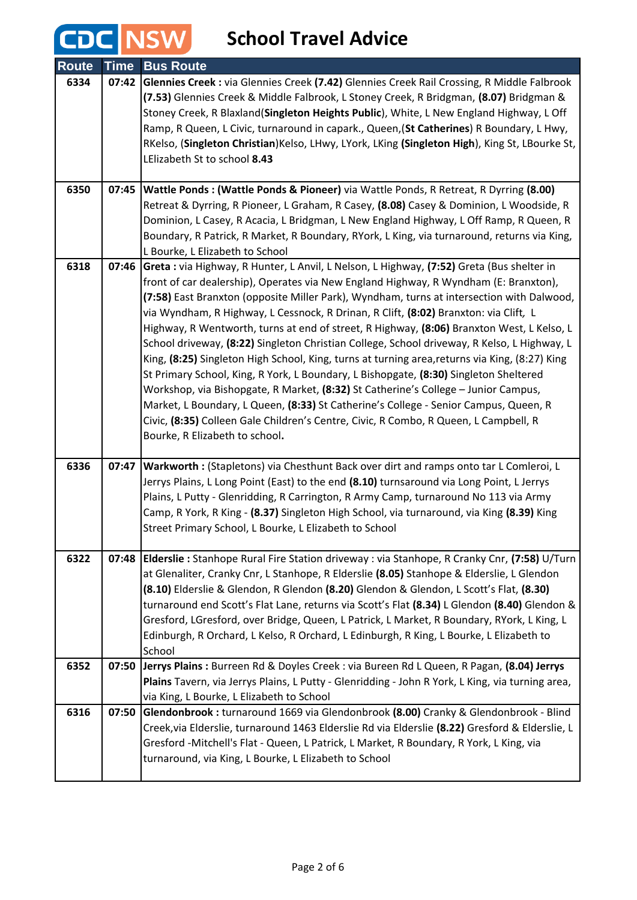# CDC NSW School Travel Advice

| Route | Time | Bus Route |
|---|---|---|
| 6334 | 07:42 | **Glennies Creek :** via Glennies Creek **(7.42)** Glennies Creek Rail Crossing, R Middle Falbrook **(7.53)** Glennies Creek & Middle Falbrook, L Stoney Creek, R Bridgman, **(8.07)** Bridgman & Stoney Creek, R Blaxland(**Singleton Heights Public**), White, L New England Highway, L Off Ramp, R Queen, L Civic, turnaround in capark., Queen,(**St Catherines**) R Boundary, L Hwy, RKelso, (**Singleton Christian**)Kelso, LHwy, LYork, LKing **(Singleton High**), King St, LBourke St, LElizabeth St to school **8.43** |
| 6350 | 07:45 | **Wattle Ponds : (Wattle Ponds & Pioneer)** via Wattle Ponds, R Retreat, R Dyrring **(8.00)** Retreat & Dyrring, R Pioneer, L Graham, R Casey, **(8.08)** Casey & Dominion, L Woodside, R Dominion, L Casey, R Acacia, L Bridgman, L New England Highway, L Off Ramp, R Queen, R Boundary, R Patrick, R Market, R Boundary, RYork, L King, via turnaround, returns via King, L Bourke, L Elizabeth to School |
| 6318 | 07:46 | **Greta :** via Highway, R Hunter, L Anvil, L Nelson, L Highway, **(7:52)** Greta (Bus shelter in front of car dealership), Operates via New England Highway, R Wyndham (E: Branxton), **(7:58)** East Branxton (opposite Miller Park), Wyndham, turns at intersection with Dalwood, via Wyndham, R Highway, L Cessnock, R Drinan, R Clift, **(8:02)** Branxton: via Clift, L Highway, R Wentworth, turns at end of street, R Highway, **(8:06)** Branxton West, L Kelso, L School driveway, **(8:22)** Singleton Christian College, School driveway, R Kelso, L Highway, L King, **(8:25)** Singleton High School, King, turns at turning area,returns via King, (8:27) King St Primary School, King, R York, L Boundary, L Bishopgate, **(8:30)** Singleton Sheltered Workshop, via Bishopgate, R Market, **(8:32)** St Catherine's College – Junior Campus, Market, L Boundary, L Queen, **(8:33)** St Catherine's College - Senior Campus, Queen, R Civic, **(8:35)** Colleen Gale Children's Centre, Civic, R Combo, R Queen, L Campbell, R Bourke, R Elizabeth to school**.** |
| 6336 | 07:47 | **Warkworth :** (Stapletons) via Chesthunt Back over dirt and ramps onto tar L Comleroi, L Jerrys Plains, L Long Point (East) to the end **(8.10)** turnsaround via Long Point, L Jerrys Plains, L Putty - Glenridding, R Carrington, R Army Camp, turnaround No 113 via Army Camp, R York, R King - **(8.37)** Singleton High School, via turnaround, via King **(8.39)** King Street Primary School, L Bourke, L Elizabeth to School |
| 6322 | 07:48 | **Elderslie :** Stanhope Rural Fire Station driveway : via Stanhope, R Cranky Cnr, **(7:58)** U/Turn at Glenaliter, Cranky Cnr, L Stanhope, R Elderslie **(8.05)** Stanhope & Elderslie, L Glendon **(8.10)** Elderslie & Glendon, R Glendon **(8.20)** Glendon & Glendon, L Scott's Flat, **(8.30)** turnaround end Scott's Flat Lane, returns via Scott's Flat **(8.34)** L Glendon **(8.40)** Glendon & Gresford, LGresford, over Bridge, Queen, L Patrick, L Market, R Boundary, RYork, L King, L Edinburgh, R Orchard, L Kelso, R Orchard, L Edinburgh, R King, L Bourke, L Elizabeth to School |
| 6352 | 07:50 | **Jerrys Plains :** Burreen Rd & Doyles Creek : via Bureen Rd L Queen, R Pagan, **(8.04) Jerrys Plains** Tavern, via Jerrys Plains, L Putty - Glenridding - John R York, L King, via turning area, via King, L Bourke, L Elizabeth to School |
| 6316 | 07:50 | **Glendonbrook :** turnaround 1669 via Glendonbrook **(8.00)** Cranky & Glendonbrook - Blind Creek,via Elderslie, turnaround 1463 Elderslie Rd via Elderslie **(8.22)** Gresford & Elderslie, L Gresford -Mitchell's Flat - Queen, L Patrick, L Market, R Boundary, R York, L King, via turnaround, via King, L Bourke, L Elizabeth to School |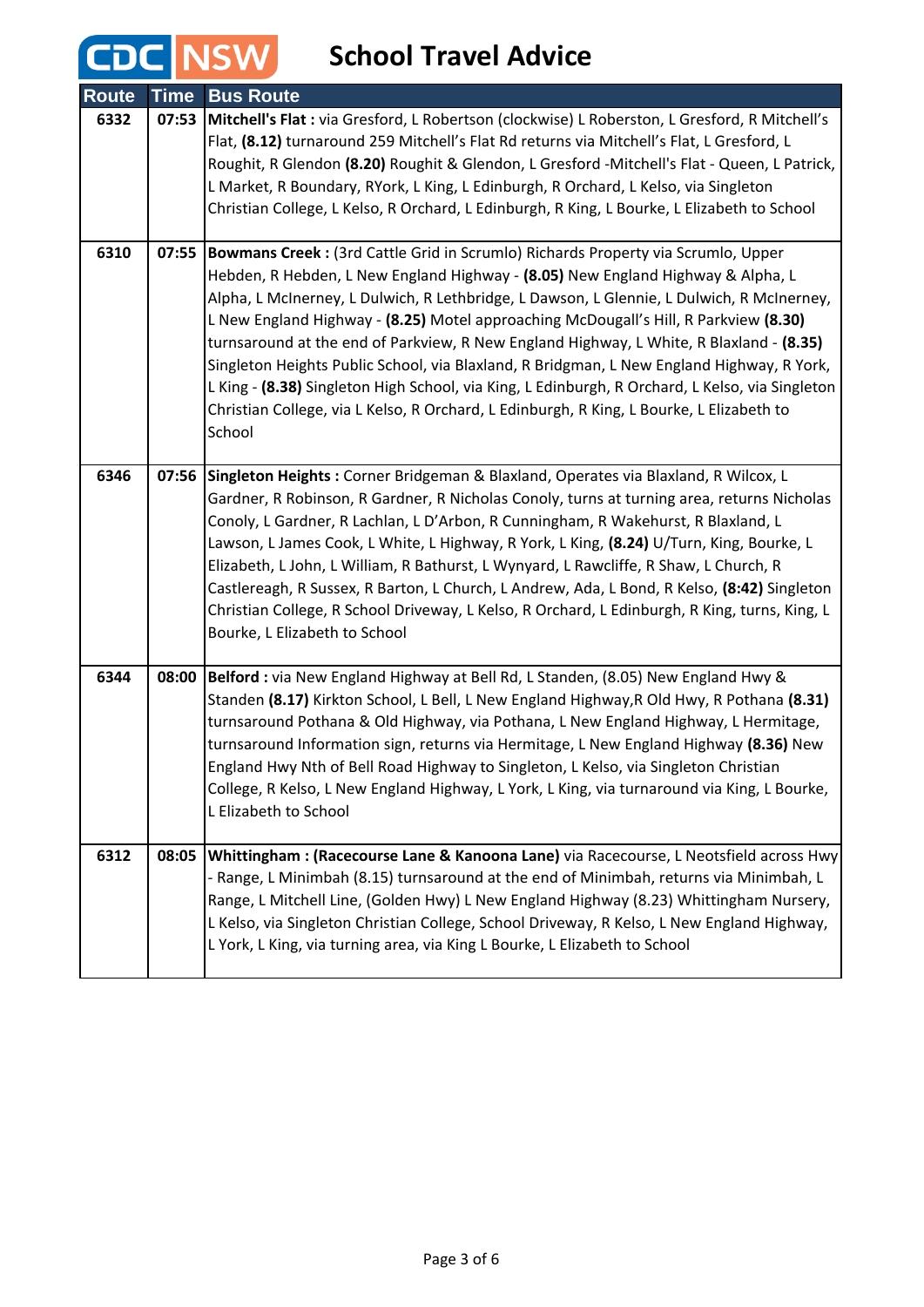# CDC NSW School Travel Advice

| Route | Time | Bus Route |
|---|---|---|
| 6332 | 07:53 | **Mitchell's Flat :** via Gresford, L Robertson (clockwise) L Roberston, L Gresford, R Mitchell's Flat, **(8.12)** turnaround 259 Mitchell's Flat Rd returns via Mitchell's Flat, L Gresford, L Roughit, R Glendon **(8.20)** Roughit & Glendon, L Gresford -Mitchell's Flat - Queen, L Patrick, L Market, R Boundary, RYork, L King, L Edinburgh, R Orchard, L Kelso, via Singleton Christian College, L Kelso, R Orchard, L Edinburgh, R King, L Bourke, L Elizabeth to School |
| 6310 | 07:55 | **Bowmans Creek :** (3rd Cattle Grid in Scrumlo) Richards Property via Scrumlo, Upper Hebden, R Hebden, L New England Highway - **(8.05)** New England Highway & Alpha, L Alpha, L McInerney, L Dulwich, R Lethbridge, L Dawson, L Glennie, L Dulwich, R McInerney, L New England Highway - **(8.25)** Motel approaching McDougall's Hill, R Parkview **(8.30)** turnsaround at the end of Parkview, R New England Highway, L White, R Blaxland - **(8.35)** Singleton Heights Public School, via Blaxland, R Bridgman, L New England Highway, R York, L King - **(8.38)** Singleton High School, via King, L Edinburgh, R Orchard, L Kelso, via Singleton Christian College, via L Kelso, R Orchard, L Edinburgh, R King, L Bourke, L Elizabeth to School |
| 6346 | 07:56 | **Singleton Heights :** Corner Bridgeman & Blaxland, Operates via Blaxland, R Wilcox, L Gardner, R Robinson, R Gardner, R Nicholas Conoly, turns at turning area, returns Nicholas Conoly, L Gardner, R Lachlan, L D'Arbon, R Cunningham, R Wakehurst, R Blaxland, L Lawson, L James Cook, L White, L Highway, R York, L King, **(8.24)** U/Turn, King, Bourke, L Elizabeth, L John, L William, R Bathurst, L Wynyard, L Rawcliffe, R Shaw, L Church, R Castlereagh, R Sussex, R Barton, L Church, L Andrew, Ada, L Bond, R Kelso, **(8:42)** Singleton Christian College, R School Driveway, L Kelso, R Orchard, L Edinburgh, R King, turns, King, L Bourke, L Elizabeth to School |
| 6344 | 08:00 | **Belford :** via New England Highway at Bell Rd, L Standen, (8.05) New England Hwy & Standen **(8.17)** Kirkton School, L Bell, L New England Highway,R Old Hwy, R Pothana **(8.31)** turnsaround Pothana & Old Highway, via Pothana, L New England Highway, L Hermitage, turnsaround Information sign, returns via Hermitage, L New England Highway **(8.36)** New England Hwy Nth of Bell Road Highway to Singleton, L Kelso, via Singleton Christian College, R Kelso, L New England Highway, L York, L King, via turnaround via King, L Bourke, L Elizabeth to School |
| 6312 | 08:05 | **Whittingham : (Racecourse Lane & Kanoona Lane)** via Racecourse, L Neotsfield across Hwy - Range, L Minimbah (8.15) turnsaround at the end of Minimbah, returns via Minimbah, L Range, L Mitchell Line, (Golden Hwy) L New England Highway (8.23) Whittingham Nursery, L Kelso, via Singleton Christian College, School Driveway, R Kelso, L New England Highway, L York, L King, via turning area, via King L Bourke, L Elizabeth to School |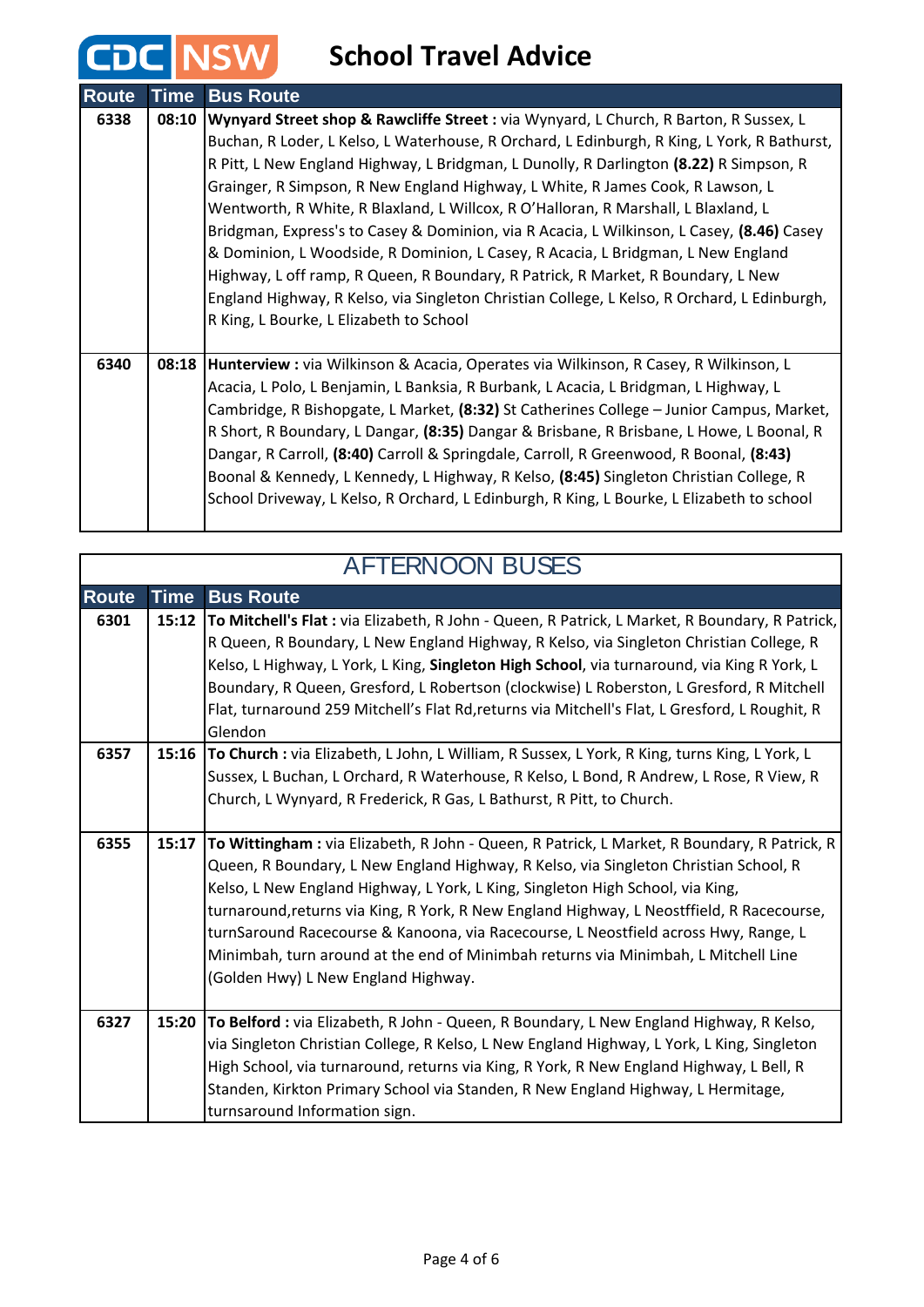# CDC NSW School Travel Advice

| Route | Time | Bus Route |
|---|---|---|
| 6338 | 08:10 | **Wynyard Street shop & Rawcliffe Street :** via Wynyard, L Church, R Barton, R Sussex, L Buchan, R Loder, L Kelso, L Waterhouse, R Orchard, L Edinburgh, R King, L York, R Bathurst, R Pitt, L New England Highway, L Bridgman, L Dunolly, R Darlington **(8.22)** R Simpson, R Grainger, R Simpson, R New England Highway, L White, R James Cook, R Lawson, L Wentworth, R White, R Blaxland, L Willcox, R O'Halloran, R Marshall, L Blaxland, L Bridgman, Express's to Casey & Dominion, via R Acacia, L Wilkinson, L Casey, **(8.46)** Casey & Dominion, L Woodside, R Dominion, L Casey, R Acacia, L Bridgman, L New England Highway, L off ramp, R Queen, R Boundary, R Patrick, R Market, R Boundary, L New England Highway, R Kelso, via Singleton Christian College, L Kelso, R Orchard, L Edinburgh, R King, L Bourke, L Elizabeth to School |
| 6340 | 08:18 | **Hunterview :** via Wilkinson & Acacia, Operates via Wilkinson, R Casey, R Wilkinson, L Acacia, L Polo, L Benjamin, L Banksia, R Burbank, L Acacia, L Bridgman, L Highway, L Cambridge, R Bishopgate, L Market, **(8:32)** St Catherines College – Junior Campus, Market, R Short, R Boundary, L Dangar, **(8:35)** Dangar & Brisbane, R Brisbane, L Howe, L Boonal, R Dangar, R Carroll, **(8:40)** Carroll & Springdale, Carroll, R Greenwood, R Boonal, **(8:43)** Boonal & Kennedy, L Kennedy, L Highway, R Kelso, **(8:45)** Singleton Christian College, R School Driveway, L Kelso, R Orchard, L Edinburgh, R King, L Bourke, L Elizabeth to school |

## AFTERNOON BUSES

| Route | Time | Bus Route |
|---|---|---|
| 6301 | 15:12 | **To Mitchell's Flat :** via Elizabeth, R John - Queen, R Patrick, L Market, R Boundary, R Patrick, R Queen, R Boundary, L New England Highway, R Kelso, via Singleton Christian College, R Kelso, L Highway, L York, L King, **Singleton High School**, via turnaround, via King R York, L Boundary, R Queen, Gresford, L Robertson (clockwise) L Roberston, L Gresford, R Mitchell Flat, turnaround 259 Mitchell's Flat Rd,returns via Mitchell's Flat, L Gresford, L Roughit, R Glendon |
| 6357 | 15:16 | **To Church :** via Elizabeth, L John, L William, R Sussex, L York, R King, turns King, L York, L Sussex, L Buchan, L Orchard, R Waterhouse, R Kelso, L Bond, R Andrew, L Rose, R View, R Church, L Wynyard, R Frederick, R Gas, L Bathurst, R Pitt, to Church. |
| 6355 | 15:17 | **To Wittingham :** via Elizabeth, R John - Queen, R Patrick, L Market, R Boundary, R Patrick, R Queen, R Boundary, L New England Highway, R Kelso, via Singleton Christian School, R Kelso, L New England Highway, L York, L King, Singleton High School, via King, turnaround,returns via King, R York, R New England Highway, L Neostffield, R Racecourse, turnSaround Racecourse & Kanoona, via Racecourse, L Neostfield across Hwy, Range, L Minimbah, turn around at the end of Minimbah returns via Minimbah, L Mitchell Line (Golden Hwy) L New England Highway. |
| 6327 | 15:20 | **To Belford :** via Elizabeth, R John - Queen, R Boundary, L New England Highway, R Kelso, via Singleton Christian College, R Kelso, L New England Highway, L York, L King, Singleton High School, via turnaround, returns via King, R York, R New England Highway, L Bell, R Standen, Kirkton Primary School via Standen, R New England Highway, L Hermitage, turnsaround Information sign. |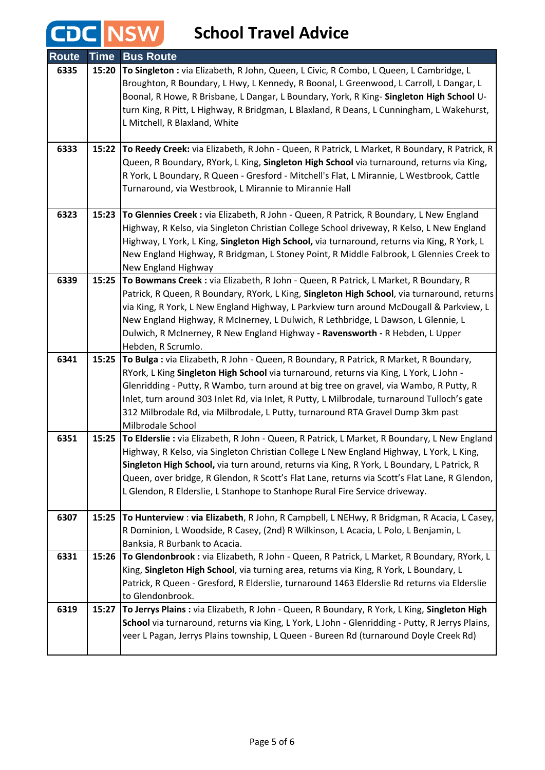# CDC NSW School Travel Advice

| Route | Time | Bus Route |
|---|---|---|
| 6335 | 15:20 | **To Singleton :** via Elizabeth, R John, Queen, L Civic, R Combo, L Queen, L Cambridge, L Broughton, R Boundary, L Hwy, L Kennedy, R Boonal, L Greenwood, L Carroll, L Dangar, L Boonal, R Howe, R Brisbane, L Dangar, L Boundary, York, R King- **Singleton High School** U-turn King, R Pitt, L Highway, R Bridgman, L Blaxland, R Deans, L Cunningham, L Wakehurst, L Mitchell, R Blaxland, White |
| 6333 | 15:22 | **To Reedy Creek:** via Elizabeth, R John - Queen, R Patrick, L Market, R Boundary, R Patrick, R Queen, R Boundary, RYork, L King, **Singleton High School** via turnaround, returns via King, R York, L Boundary, R Queen - Gresford - Mitchell's Flat, L Mirannie, L Westbrook, Cattle Turnaround, via Westbrook, L Mirannie to Mirannie Hall |
| 6323 | 15:23 | **To Glennies Creek :** via Elizabeth, R John - Queen, R Patrick, R Boundary, L New England Highway, R Kelso, via Singleton Christian College School driveway, R Kelso, L New England Highway, L York, L King, **Singleton High School,** via turnaround, returns via King, R York, L New England Highway, R Bridgman, L Stoney Point, R Middle Falbrook, L Glennies Creek to New England Highway |
| 6339 | 15:25 | **To Bowmans Creek :** via Elizabeth, R John - Queen, R Patrick, L Market, R Boundary, R Patrick, R Queen, R Boundary, RYork, L King, **Singleton High School**, via turnaround, returns via King, R York, L New England Highway, L Parkview turn around McDougall & Parkview, L New England Highway, R McInerney, L Dulwich, R Lethbridge, L Dawson, L Glennie, L Dulwich, R McInerney, R New England Highway **- Ravensworth -** R Hebden, L Upper Hebden, R Scrumlo. |
| 6341 | 15:25 | **To Bulga :** via Elizabeth, R John - Queen, R Boundary, R Patrick, R Market, R Boundary, RYork, L King **Singleton High School** via turnaround, returns via King, L York, L John - Glenridding - Putty, R Wambo, turn around at big tree on gravel, via Wambo, R Putty, R Inlet, turn around 303 Inlet Rd, via Inlet, R Putty, L Milbrodale, turnaround Tulloch's gate 312 Milbrodale Rd, via Milbrodale, L Putty, turnaround RTA Gravel Dump 3km past Milbrodale School |
| 6351 | 15:25 | **To Elderslie :** via Elizabeth, R John - Queen, R Patrick, L Market, R Boundary, L New England Highway, R Kelso, via Singleton Christian College L New England Highway, L York, L King, **Singleton High School,** via turn around, returns via King, R York, L Boundary, L Patrick, R Queen, over bridge, R Glendon, R Scott's Flat Lane, returns via Scott's Flat Lane, R Glendon, L Glendon, R Elderslie, L Stanhope to Stanhope Rural Fire Service driveway. |
| 6307 | 15:25 | **To Hunterview** : **via Elizabeth**, R John, R Campbell, L NEHwy, R Bridgman, R Acacia, L Casey, R Dominion, L Woodside, R Casey, (2nd) R Wilkinson, L Acacia, L Polo, L Benjamin, L Banksia, R Burbank to Acacia. |
| 6331 | 15:26 | **To Glendonbrook :** via Elizabeth, R John - Queen, R Patrick, L Market, R Boundary, RYork, L King, **Singleton High School**, via turning area, returns via King, R York, L Boundary, L Patrick, R Queen - Gresford, R Elderslie, turnaround 1463 Elderslie Rd returns via Elderslie to Glendonbrook. |
| 6319 | 15:27 | **To Jerrys Plains :** via Elizabeth, R John - Queen, R Boundary, R York, L King, **Singleton High School** via turnaround, returns via King, L York, L John - Glenridding - Putty, R Jerrys Plains, veer L Pagan, Jerrys Plains township, L Queen - Bureen Rd (turnaround Doyle Creek Rd) |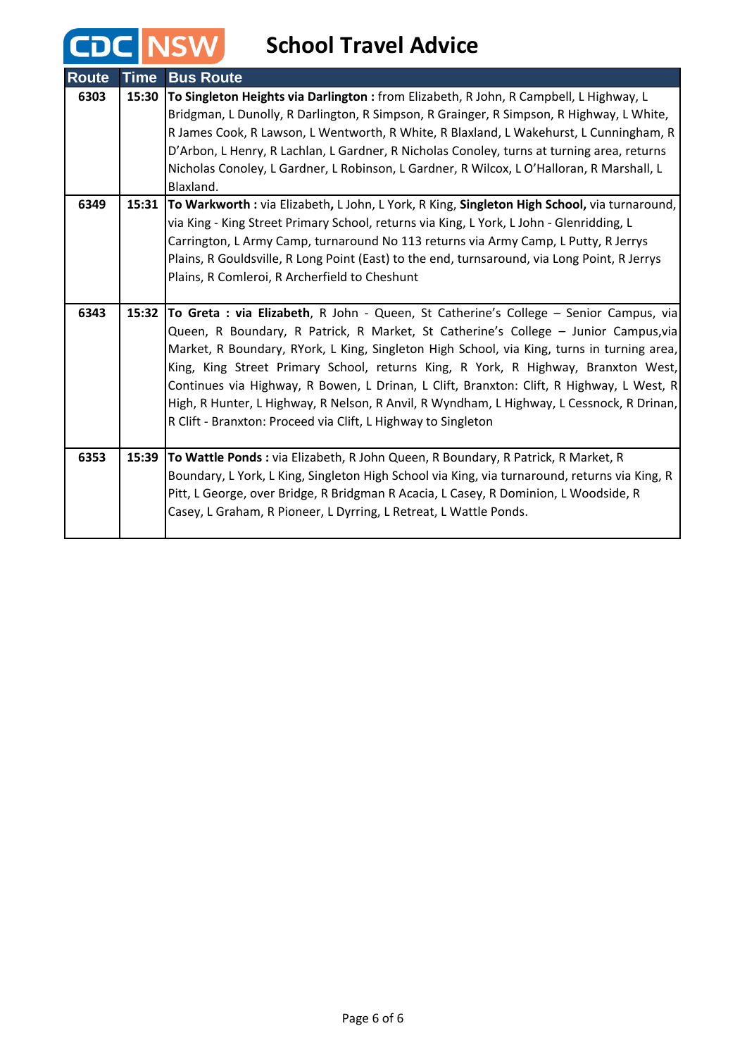# School Travel Advice

| Route | Time | Bus Route |
|---|---|---|
| 6303 | 15:30 | **To Singleton Heights via Darlington :** from Elizabeth, R John, R Campbell, L Highway, L Bridgman, L Dunolly, R Darlington, R Simpson, R Grainger, R Simpson, R Highway, L White, R James Cook, R Lawson, L Wentworth, R White, R Blaxland, L Wakehurst, L Cunningham, R D'Arbon, L Henry, R Lachlan, L Gardner, R Nicholas Coneley, turns at turning area, returns Nicholas Coneley, L Gardner, L Robinson, L Gardner, R Wilcox, L O'Halloran, R Marshall, L Blaxland. |
| 6349 | 15:31 | **To Warkworth :** via Elizabeth**,** L John, L York, R King, **Singleton High School,** via turnaround, via King - King Street Primary School, returns via King, L York, L John - Glenridding, L Carrington, L Army Camp, turnaround No 113 returns via Army Camp, L Putty, R Jerrys Plains, R Gouldsville, R Long Point (East) to the end, turnsaround, via Long Point, R Jerrys Plains, R Comleroi, R Archerfield to Cheshunt |
| 6343 | 15:32 | **To Greta : via Elizabeth**, R John - Queen, St Catherine's College – Senior Campus, via Queen, R Boundary, R Patrick, R Market, St Catherine's College – Junior Campus,via Market, R Boundary, RYork, L King, Singleton High School, via King, turns in turning area, King, King Street Primary School, returns King, R York, R Highway, Branxton West, Continues via Highway, R Bowen, L Drinan, L Clift, Branxton: Clift, R Highway, L West, R High, R Hunter, L Highway, R Nelson, R Anvil, R Wyndham, L Highway, L Cessnock, R Drinan, R Clift - Branxton: Proceed via Clift, L Highway to Singleton |
| 6353 | 15:39 | **To Wattle Ponds :** via Elizabeth, R John Queen, R Boundary, R Patrick, R Market, R Boundary, L York, L King, Singleton High School via King, via turnaround, returns via King, R Pitt, L George, over Bridge, R Bridgman R Acacia, L Casey, R Dominion, L Woodside, R Casey, L Graham, R Pioneer, L Dyrring, L Retreat, L Wattle Ponds. |